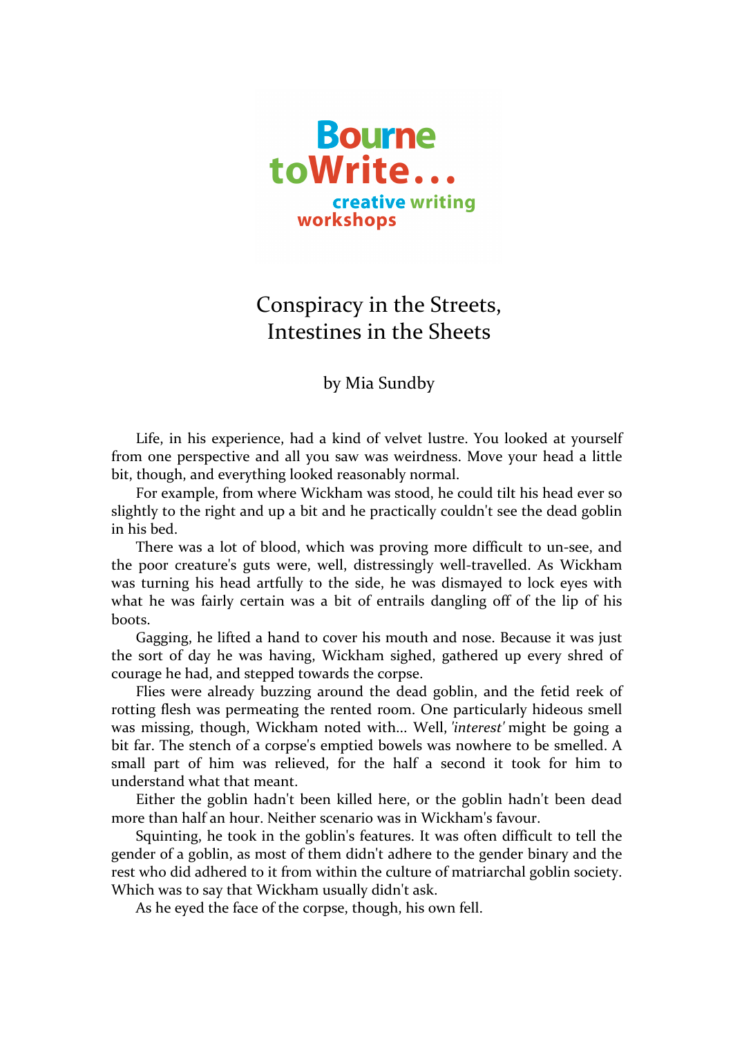Bourne toWrite...
creative writing
workshops

# Conspiracy in the Streets, Intestines in the Sheets

by Mia Sundby

Life, in his experience, had a kind of velvet lustre. You looked at yourself from one perspective and all you saw was weirdness. Move your head a little bit, though, and everything looked reasonably normal.

For example, from where Wickham was stood, he could tilt his head ever so slightly to the right and up a bit and he practically couldn't see the dead goblin in his bed.

There was a lot of blood, which was proving more difficult to un-see, and the poor creature's guts were, well, distressingly well-travelled. As Wickham was turning his head artfully to the side, he was dismayed to lock eyes with what he was fairly certain was a bit of entrails dangling off of the lip of his boots.

Gagging, he lifted a hand to cover his mouth and nose. Because it was just the sort of day he was having, Wickham sighed, gathered up every shred of courage he had, and stepped towards the corpse.

Flies were already buzzing around the dead goblin, and the fetid reek of rotting flesh was permeating the rented room. One particularly hideous smell was missing, though, Wickham noted with... Well, *'interest'* might be going a bit far. The stench of a corpse's emptied bowels was nowhere to be smelled. A small part of him was relieved, for the half a second it took for him to understand what that meant.

Either the goblin hadn't been killed here, or the goblin hadn't been dead more than half an hour. Neither scenario was in Wickham's favour.

Squinting, he took in the goblin's features. It was often difficult to tell the gender of a goblin, as most of them didn't adhere to the gender binary and the rest who did adhered to it from within the culture of matriarchal goblin society. Which was to say that Wickham usually didn't ask.

As he eyed the face of the corpse, though, his own fell.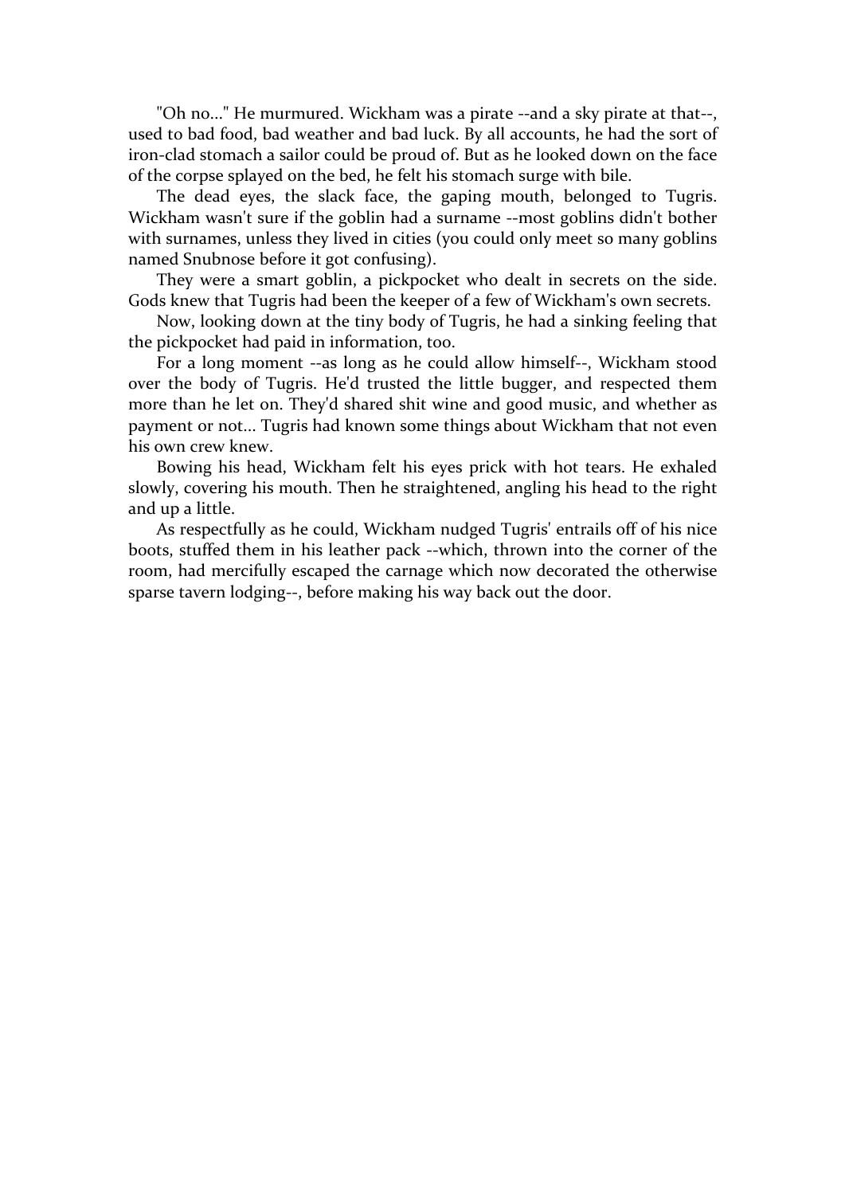"Oh no..." He murmured. Wickham was a pirate --and a sky pirate at that--, used to bad food, bad weather and bad luck. By all accounts, he had the sort of iron-clad stomach a sailor could be proud of. But as he looked down on the face of the corpse splayed on the bed, he felt his stomach surge with bile.

The dead eyes, the slack face, the gaping mouth, belonged to Tugris. Wickham wasn't sure if the goblin had a surname --most goblins didn't bother with surnames, unless they lived in cities (you could only meet so many goblins named Snubnose before it got confusing).

They were a smart goblin, a pickpocket who dealt in secrets on the side. Gods knew that Tugris had been the keeper of a few of Wickham's own secrets.

Now, looking down at the tiny body of Tugris, he had a sinking feeling that the pickpocket had paid in information, too.

For a long moment --as long as he could allow himself--, Wickham stood over the body of Tugris. He'd trusted the little bugger, and respected them more than he let on. They'd shared shit wine and good music, and whether as payment or not... Tugris had known some things about Wickham that not even his own crew knew.

Bowing his head, Wickham felt his eyes prick with hot tears. He exhaled slowly, covering his mouth. Then he straightened, angling his head to the right and up a little.

As respectfully as he could, Wickham nudged Tugris' entrails off of his nice boots, stuffed them in his leather pack --which, thrown into the corner of the room, had mercifully escaped the carnage which now decorated the otherwise sparse tavern lodging--, before making his way back out the door.